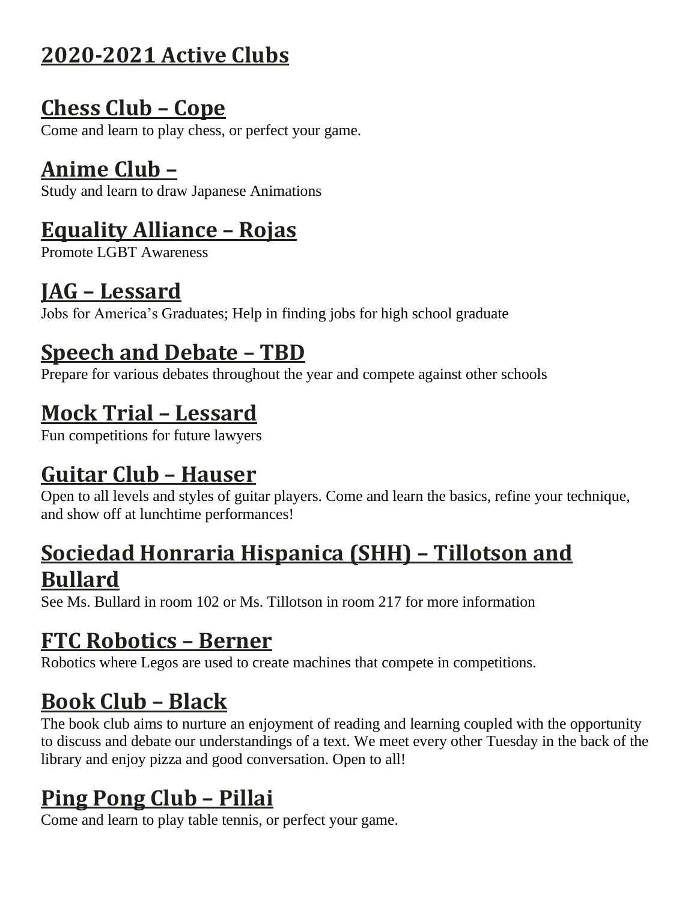# 2020-2021 Active Clubs

## Chess Club – Cope

Come and learn to play chess, or perfect your game.

## Anime Club –

Study and learn to draw Japanese Animations

## Equality Alliance – Rojas

Promote LGBT Awareness

## JAG – Lessard

Jobs for America's Graduates; Help in finding jobs for high school graduate

## Speech and Debate – TBD

Prepare for various debates throughout the year and compete against other schools

## Mock Trial – Lessard

Fun competitions for future lawyers

## Guitar Club – Hauser

Open to all levels and styles of guitar players. Come and learn the basics, refine your technique, and show off at lunchtime performances!

## Sociedad Honraria Hispanica (SHH) – Tillotson and Bullard

See Ms. Bullard in room 102 or Ms. Tillotson in room 217 for more information

## FTC Robotics – Berner

Robotics where Legos are used to create machines that compete in competitions.

## Book Club – Black

The book club aims to nurture an enjoyment of reading and learning coupled with the opportunity to discuss and debate our understandings of a text. We meet every other Tuesday in the back of the library and enjoy pizza and good conversation. Open to all!

## Ping Pong Club – Pillai

Come and learn to play table tennis, or perfect your game.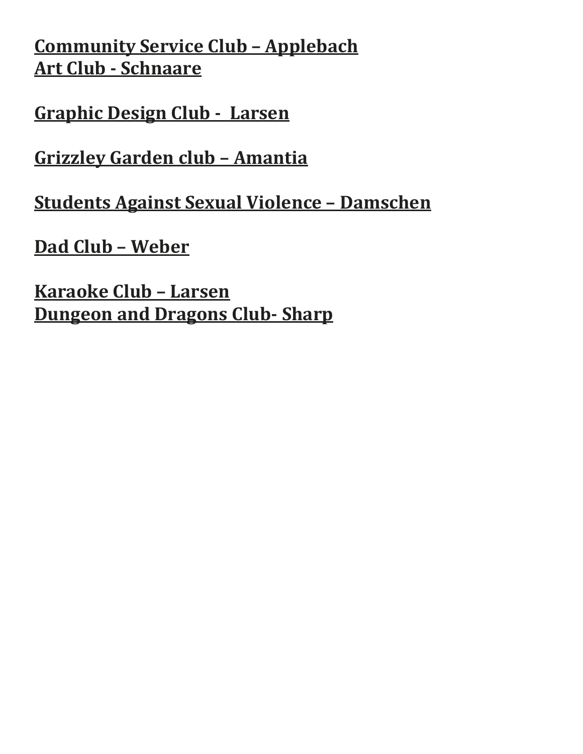**Community Service Club – Applebach**
**Art Club - Schnaare**

**Graphic Design Club - Larsen**

**Grizzley Garden club – Amantia**

**Students Against Sexual Violence – Damschen**

**Dad Club – Weber**

**Karaoke Club – Larsen**
**Dungeon and Dragons Club- Sharp**